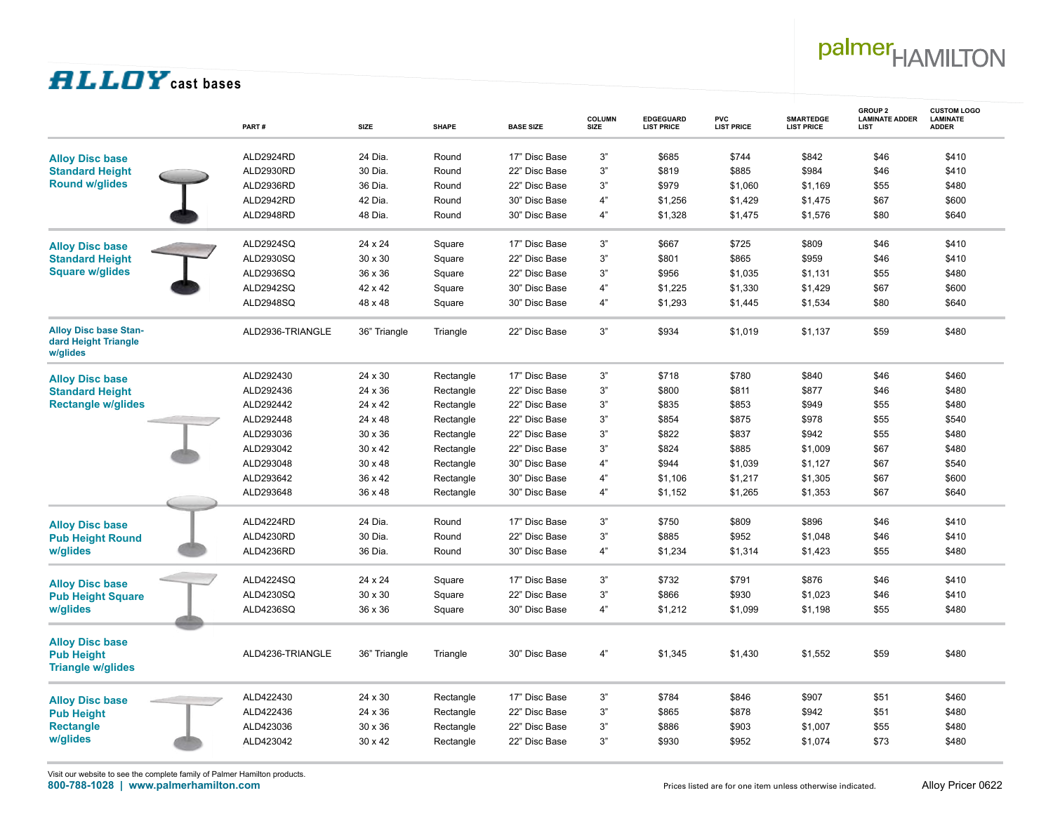# ALLOY cast bases

palmer HAMILTON

| | PART # | SIZE | SHAPE | BASE SIZE | COLUMN SIZE | EDGEGUARD LIST PRICE | PVC LIST PRICE | SMARTEDGE LIST PRICE | GROUP 2 LAMINATE ADDER LIST | CUSTOM LOGO LAMINATE ADDER |
|---|---|---|---|---|---|---|---|---|---|---|
| **Alloy Disc base Standard Height Round w/glides** | ALD2924RD | 24 Dia. | Round | 17" Disc Base | 3" | $685 | $744 | $842 | $46 | $410 |
| | ALD2930RD | 30 Dia. | Round | 22" Disc Base | 3" | $819 | $885 | $984 | $46 | $410 |
| | ALD2936RD | 36 Dia. | Round | 22" Disc Base | 3" | $979 | $1,060 | $1,169 | $55 | $480 |
| | ALD2942RD | 42 Dia. | Round | 30" Disc Base | 4" | $1,256 | $1,429 | $1,475 | $67 | $600 |
| | ALD2948RD | 48 Dia. | Round | 30" Disc Base | 4" | $1,328 | $1,475 | $1,576 | $80 | $640 |
| **Alloy Disc base Standard Height Square w/glides** | ALD2924SQ | 24 x 24 | Square | 17" Disc Base | 3" | $667 | $725 | $809 | $46 | $410 |
| | ALD2930SQ | 30 x 30 | Square | 22" Disc Base | 3" | $801 | $865 | $959 | $46 | $410 |
| | ALD2936SQ | 36 x 36 | Square | 22" Disc Base | 3" | $956 | $1,035 | $1,131 | $55 | $480 |
| | ALD2942SQ | 42 x 42 | Square | 30" Disc Base | 4" | $1,225 | $1,330 | $1,429 | $67 | $600 |
| | ALD2948SQ | 48 x 48 | Square | 30" Disc Base | 4" | $1,293 | $1,445 | $1,534 | $80 | $640 |
| **Alloy Disc base Standard Height Triangle w/glides** | ALD2936-TRIANGLE | 36" Triangle | Triangle | 22" Disc Base | 3" | $934 | $1,019 | $1,137 | $59 | $480 |
| **Alloy Disc base Standard Height Rectangle w/glides** | ALD292430 | 24 x 30 | Rectangle | 17" Disc Base | 3" | $718 | $780 | $840 | $46 | $460 |
| | ALD292436 | 24 x 36 | Rectangle | 22" Disc Base | 3" | $800 | $811 | $877 | $46 | $480 |
| | ALD292442 | 24 x 42 | Rectangle | 22" Disc Base | 3" | $835 | $853 | $949 | $55 | $480 |
| | ALD292448 | 24 x 48 | Rectangle | 22" Disc Base | 3" | $854 | $875 | $978 | $55 | $540 |
| | ALD293036 | 30 x 36 | Rectangle | 22" Disc Base | 3" | $822 | $837 | $942 | $55 | $480 |
| | ALD293042 | 30 x 42 | Rectangle | 22" Disc Base | 3" | $824 | $885 | $1,009 | $67 | $480 |
| | ALD293048 | 30 x 48 | Rectangle | 30" Disc Base | 4" | $944 | $1,039 | $1,127 | $67 | $540 |
| | ALD293642 | 36 x 42 | Rectangle | 30" Disc Base | 4" | $1,106 | $1,217 | $1,305 | $67 | $600 |
| | ALD293648 | 36 x 48 | Rectangle | 30" Disc Base | 4" | $1,152 | $1,265 | $1,353 | $67 | $640 |
| **Alloy Disc base Pub Height Round w/glides** | ALD4224RD | 24 Dia. | Round | 17" Disc Base | 3" | $750 | $809 | $896 | $46 | $410 |
| | ALD4230RD | 30 Dia. | Round | 22" Disc Base | 3" | $885 | $952 | $1,048 | $46 | $410 |
| | ALD4236RD | 36 Dia. | Round | 30" Disc Base | 4" | $1,234 | $1,314 | $1,423 | $55 | $480 |
| **Alloy Disc base Pub Height Square w/glides** | ALD4224SQ | 24 x 24 | Square | 17" Disc Base | 3" | $732 | $791 | $876 | $46 | $410 |
| | ALD4230SQ | 30 x 30 | Square | 22" Disc Base | 3" | $866 | $930 | $1,023 | $46 | $410 |
| | ALD4236SQ | 36 x 36 | Square | 30" Disc Base | 4" | $1,212 | $1,099 | $1,198 | $55 | $480 |
| **Alloy Disc base Pub Height Triangle w/glides** | ALD4236-TRIANGLE | 36" Triangle | Triangle | 30" Disc Base | 4" | $1,345 | $1,430 | $1,552 | $59 | $480 |
| **Alloy Disc base Pub Height Rectangle w/glides** | ALD422430 | 24 x 30 | Rectangle | 17" Disc Base | 3" | $784 | $846 | $907 | $51 | $460 |
| | ALD422436 | 24 x 36 | Rectangle | 22" Disc Base | 3" | $865 | $878 | $942 | $51 | $480 |
| | ALD423036 | 30 x 36 | Rectangle | 22" Disc Base | 3" | $886 | $903 | $1,007 | $55 | $480 |
| | ALD423042 | 30 x 42 | Rectangle | 22" Disc Base | 3" | $930 | $952 | $1,074 | $73 | $480 |

Visit our website to see the complete family of Palmer Hamilton products.
**800-788-1028 | www.palmerhamilton.com**

Prices listed are for one item unless otherwise indicated.

Alloy Pricer 0622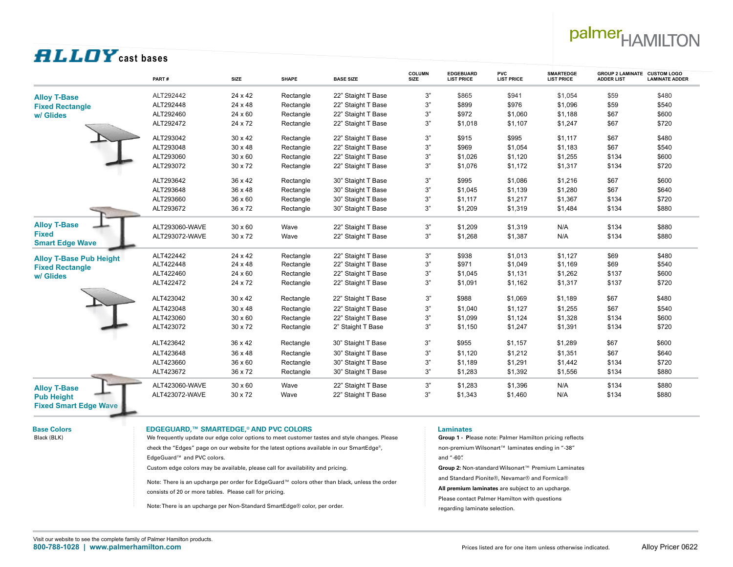palmer HAMILTON

# ALLOY cast bases

| | PART # | SIZE | SHAPE | BASE SIZE | COLUMN SIZE | EDGEGUARD LIST PRICE | PVC LIST PRICE | SMARTEDGE LIST PRICE | GROUP 2 LAMINATE ADDER LIST | CUSTOM LOGO LAMINATE ADDER |
|---|---|---|---|---|---|---|---|---|---|---|
| **Alloy T-Base Fixed Rectangle w/ Glides** | ALT292442 | 24 x 42 | Rectangle | 22" Staight T Base | 3" | $865 | $941 | $1,054 | $59 | $480 |
| | ALT292448 | 24 x 48 | Rectangle | 22" Staight T Base | 3" | $899 | $976 | $1,096 | $59 | $540 |
| | ALT292460 | 24 x 60 | Rectangle | 22" Staight T Base | 3" | $972 | $1,060 | $1,188 | $67 | $600 |
| | ALT292472 | 24 x 72 | Rectangle | 22" Staight T Base | 3" | $1,018 | $1,107 | $1,247 | $67 | $720 |
| | ALT293042 | 30 x 42 | Rectangle | 22" Staight T Base | 3" | $915 | $995 | $1,117 | $67 | $480 |
| | ALT293048 | 30 x 48 | Rectangle | 22" Staight T Base | 3" | $969 | $1,054 | $1,183 | $67 | $540 |
| | ALT293060 | 30 x 60 | Rectangle | 22" Staight T Base | 3" | $1,026 | $1,120 | $1,255 | $134 | $600 |
| | ALT293072 | 30 x 72 | Rectangle | 22" Staight T Base | 3" | $1,076 | $1,172 | $1,317 | $134 | $720 |
| | ALT293642 | 36 x 42 | Rectangle | 30" Staight T Base | 3" | $995 | $1,086 | $1,216 | $67 | $600 |
| | ALT293648 | 36 x 48 | Rectangle | 30" Staight T Base | 3" | $1,045 | $1,139 | $1,280 | $67 | $640 |
| | ALT293660 | 36 x 60 | Rectangle | 30" Staight T Base | 3" | $1,117 | $1,217 | $1,367 | $134 | $720 |
| | ALT293672 | 36 x 72 | Rectangle | 30" Staight T Base | 3" | $1,209 | $1,319 | $1,484 | $134 | $880 |
| **Alloy T-Base Fixed Smart Edge Wave** | ALT293060-WAVE | 30 x 60 | Wave | 22" Staight T Base | 3" | $1,209 | $1,319 | N/A | $134 | $880 |
| | ALT293072-WAVE | 30 x 72 | Wave | 22" Staight T Base | 3" | $1,268 | $1,387 | N/A | $134 | $880 |
| **Alloy T-Base Pub Height Fixed Rectangle w/ Glides** | ALT422442 | 24 x 42 | Rectangle | 22" Staight T Base | 3" | $938 | $1,013 | $1,127 | $69 | $480 |
| | ALT422448 | 24 x 48 | Rectangle | 22" Staight T Base | 3" | $971 | $1,049 | $1,169 | $69 | $540 |
| | ALT422460 | 24 x 60 | Rectangle | 22" Staight T Base | 3" | $1,045 | $1,131 | $1,262 | $137 | $600 |
| | ALT422472 | 24 x 72 | Rectangle | 22" Staight T Base | 3" | $1,091 | $1,162 | $1,317 | $137 | $720 |
| | ALT423042 | 30 x 42 | Rectangle | 22" Staight T Base | 3" | $988 | $1,069 | $1,189 | $67 | $480 |
| | ALT423048 | 30 x 48 | Rectangle | 22" Staight T Base | 3" | $1,040 | $1,127 | $1,255 | $67 | $540 |
| | ALT423060 | 30 x 60 | Rectangle | 22" Staight T Base | 3" | $1,099 | $1,124 | $1,328 | $134 | $600 |
| | ALT423072 | 30 x 72 | Rectangle | 2" Staight T Base | 3" | $1,150 | $1,247 | $1,391 | $134 | $720 |
| | ALT423642 | 36 x 42 | Rectangle | 30" Staight T Base | 3" | $955 | $1,157 | $1,289 | $67 | $600 |
| | ALT423648 | 36 x 48 | Rectangle | 30" Staight T Base | 3" | $1,120 | $1,212 | $1,351 | $67 | $640 |
| | ALT423660 | 36 x 60 | Rectangle | 30" Staight T Base | 3" | $1,189 | $1,291 | $1,442 | $134 | $720 |
| | ALT423672 | 36 x 72 | Rectangle | 30" Staight T Base | 3" | $1,283 | $1,392 | $1,556 | $134 | $880 |
| **Alloy T-Base Pub Height Fixed Smart Edge Wave** | ALT423060-WAVE | 30 x 60 | Wave | 22" Staight T Base | 3" | $1,283 | $1,396 | N/A | $134 | $880 |
| | ALT423072-WAVE | 30 x 72 | Wave | 22" Staight T Base | 3" | $1,343 | $1,460 | N/A | $134 | $880 |

### Base Colors

Black (BLK)

### EDGEGUARD,™ SMARTEDGE,® AND PVC COLORS

We frequently update our edge color options to meet customer tastes and style changes. Please check the "Edges" page on our website for the latest options available in our SmartEdge®, EdgeGuard™ and PVC colors.

Custom edge colors may be available, please call for availability and pricing.

Note: There is an upcharge per order for EdgeGuard™ colors other than black, unless the order consists of 20 or more tables. Please call for pricing.

Note: There is an upcharge per Non-Standard SmartEdge® color, per order.

### Laminates

**Group 1 - P**lease note: Palmer Hamilton pricing reflects non-premium Wilsonart™ laminates ending in "-38" and "-60".

**Group 2:** Non-standard Wilsonart™ Premium Laminates and Standard Pionite®, Nevamar® and Formica®

**All premium laminates** are subject to an upcharge. Please contact Palmer Hamilton with questions regarding laminate selection.

Visit our website to see the complete family of Palmer Hamilton products.

**800-788-1028 | www.palmerhamilton.com**

Prices listed are for one item unless otherwise indicated.

Alloy Pricer 0622